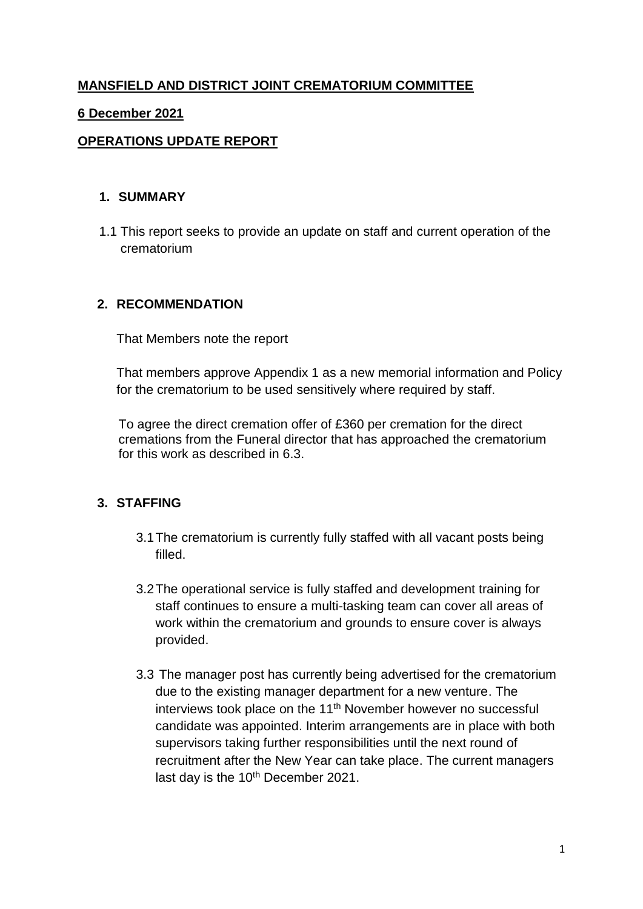**MANSFIELD AND DISTRICT JOINT CREMATORIUM COMMITTEE**

**6 December 2021**

**OPERATIONS UPDATE REPORT**

## 1. SUMMARY

1.1 This report seeks to provide an update on staff and current operation of the crematorium

## 2. RECOMMENDATION

That Members note the report

That members approve Appendix 1 as a new memorial information and Policy for the crematorium to be used sensitively where required by staff.

To agree the direct cremation offer of £360 per cremation for the direct cremations from the Funeral director that has approached the crematorium for this work as described in 6.3.

## 3. STAFFING

3.1 The crematorium is currently fully staffed with all vacant posts being filled.

3.2 The operational service is fully staffed and development training for staff continues to ensure a multi-tasking team can cover all areas of work within the crematorium and grounds to ensure cover is always provided.

3.3 The manager post has currently being advertised for the crematorium due to the existing manager department for a new venture. The interviews took place on the 11th November however no successful candidate was appointed. Interim arrangements are in place with both supervisors taking further responsibilities until the next round of recruitment after the New Year can take place. The current managers last day is the 10th December 2021.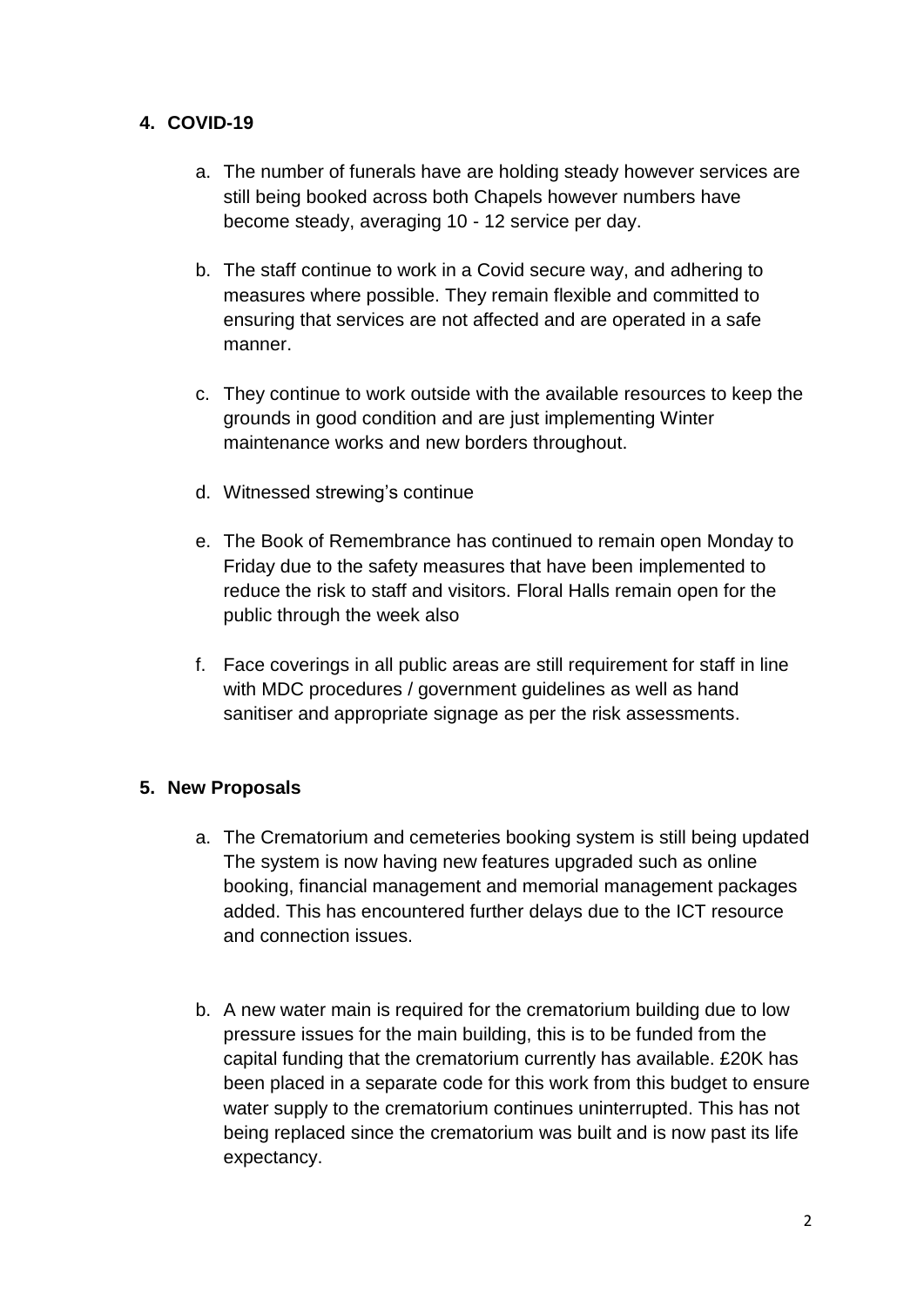## 4. COVID-19

a. The number of funerals have are holding steady however services are still being booked across both Chapels however numbers have become steady, averaging 10 - 12 service per day.

b. The staff continue to work in a Covid secure way, and adhering to measures where possible. They remain flexible and committed to ensuring that services are not affected and are operated in a safe manner.

c. They continue to work outside with the available resources to keep the grounds in good condition and are just implementing Winter maintenance works and new borders throughout.

d. Witnessed strewing's continue

e. The Book of Remembrance has continued to remain open Monday to Friday due to the safety measures that have been implemented to reduce the risk to staff and visitors. Floral Halls remain open for the public through the week also

f. Face coverings in all public areas are still requirement for staff in line with MDC procedures / government guidelines as well as hand sanitiser and appropriate signage as per the risk assessments.

## 5. New Proposals

a. The Crematorium and cemeteries booking system is still being updated The system is now having new features upgraded such as online booking, financial management and memorial management packages added. This has encountered further delays due to the ICT resource and connection issues.

b. A new water main is required for the crematorium building due to low pressure issues for the main building, this is to be funded from the capital funding that the crematorium currently has available. £20K has been placed in a separate code for this work from this budget to ensure water supply to the crematorium continues uninterrupted. This has not being replaced since the crematorium was built and is now past its life expectancy.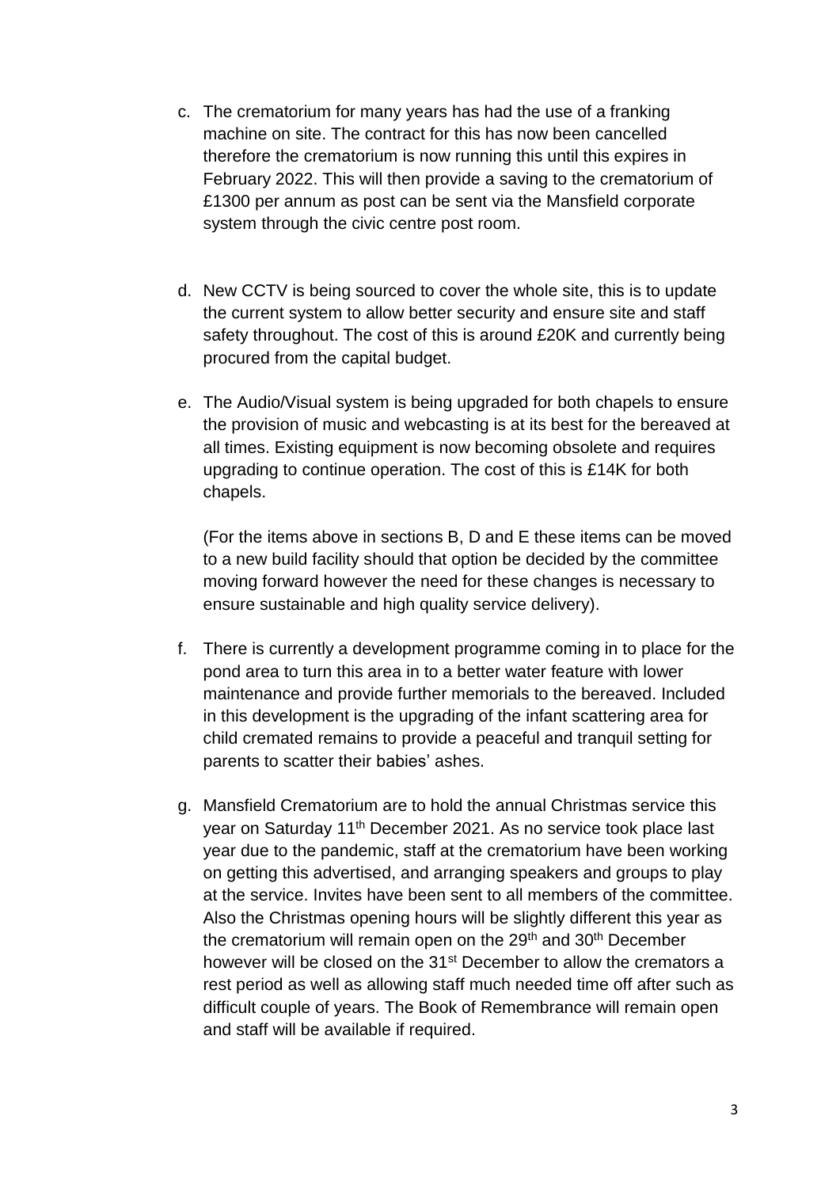c. The crematorium for many years has had the use of a franking machine on site. The contract for this has now been cancelled therefore the crematorium is now running this until this expires in February 2022. This will then provide a saving to the crematorium of £1300 per annum as post can be sent via the Mansfield corporate system through the civic centre post room.

d. New CCTV is being sourced to cover the whole site, this is to update the current system to allow better security and ensure site and staff safety throughout. The cost of this is around £20K and currently being procured from the capital budget.

e. The Audio/Visual system is being upgraded for both chapels to ensure the provision of music and webcasting is at its best for the bereaved at all times. Existing equipment is now becoming obsolete and requires upgrading to continue operation. The cost of this is £14K for both chapels.

   (For the items above in sections B, D and E these items can be moved to a new build facility should that option be decided by the committee moving forward however the need for these changes is necessary to ensure sustainable and high quality service delivery).

f. There is currently a development programme coming in to place for the pond area to turn this area in to a better water feature with lower maintenance and provide further memorials to the bereaved. Included in this development is the upgrading of the infant scattering area for child cremated remains to provide a peaceful and tranquil setting for parents to scatter their babies' ashes.

g. Mansfield Crematorium are to hold the annual Christmas service this year on Saturday 11th December 2021. As no service took place last year due to the pandemic, staff at the crematorium have been working on getting this advertised, and arranging speakers and groups to play at the service. Invites have been sent to all members of the committee. Also the Christmas opening hours will be slightly different this year as the crematorium will remain open on the 29th and 30th December however will be closed on the 31st December to allow the cremators a rest period as well as allowing staff much needed time off after such as difficult couple of years. The Book of Remembrance will remain open and staff will be available if required.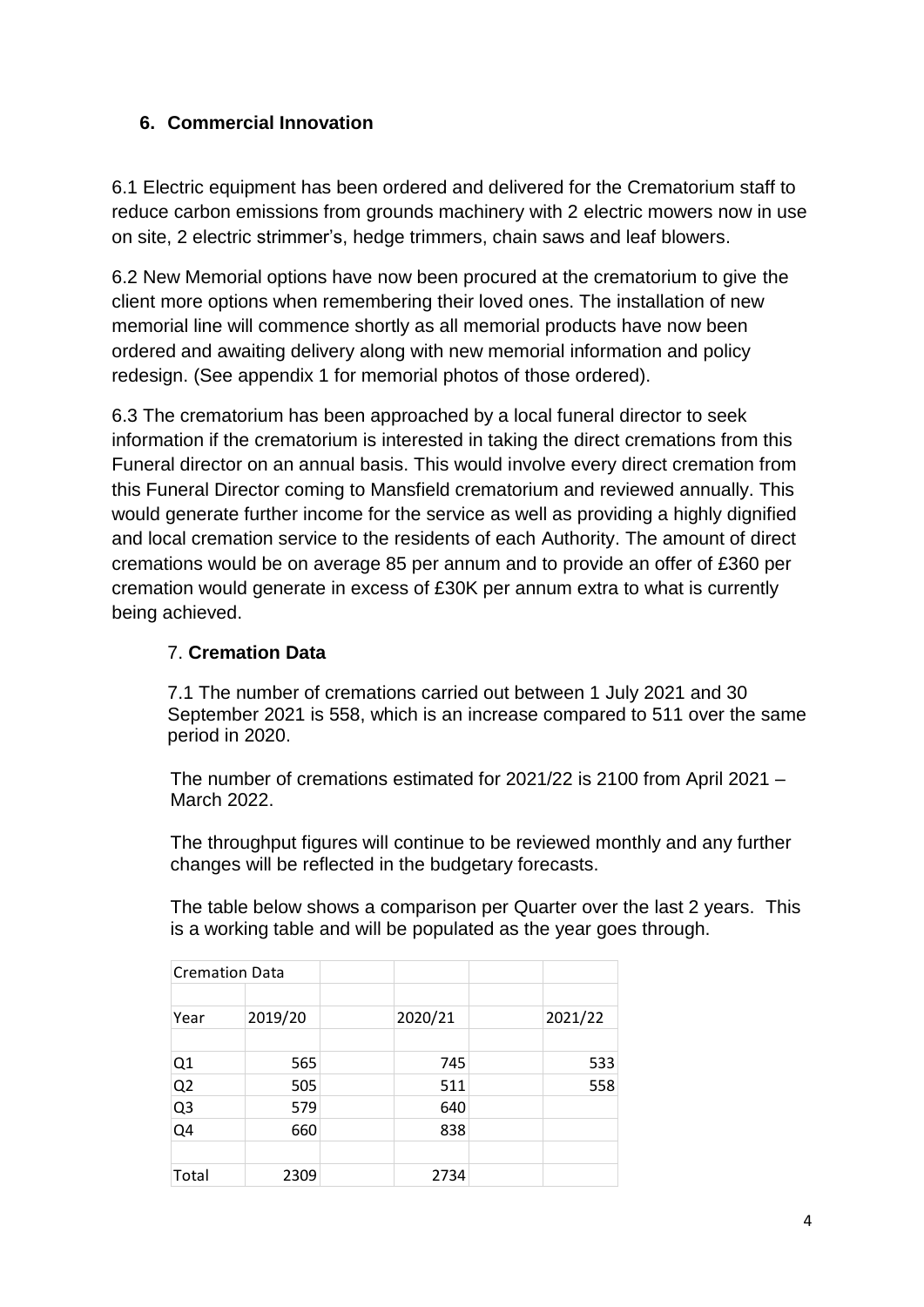## 6. Commercial Innovation

6.1 Electric equipment has been ordered and delivered for the Crematorium staff to reduce carbon emissions from grounds machinery with 2 electric mowers now in use on site, 2 electric strimmer's, hedge trimmers, chain saws and leaf blowers.

6.2 New Memorial options have now been procured at the crematorium to give the client more options when remembering their loved ones. The installation of new memorial line will commence shortly as all memorial products have now been ordered and awaiting delivery along with new memorial information and policy redesign. (See appendix 1 for memorial photos of those ordered).

6.3 The crematorium has been approached by a local funeral director to seek information if the crematorium is interested in taking the direct cremations from this Funeral director on an annual basis. This would involve every direct cremation from this Funeral Director coming to Mansfield crematorium and reviewed annually. This would generate further income for the service as well as providing a highly dignified and local cremation service to the residents of each Authority. The amount of direct cremations would be on average 85 per annum and to provide an offer of £360 per cremation would generate in excess of £30K per annum extra to what is currently being achieved.

## 7. Cremation Data

7.1 The number of cremations carried out between 1 July 2021 and 30 September 2021 is 558, which is an increase compared to 511 over the same period in 2020.

The number of cremations estimated for 2021/22 is 2100 from April 2021 – March 2022.

The throughput figures will continue to be reviewed monthly and any further changes will be reflected in the budgetary forecasts.

The table below shows a comparison per Quarter over the last 2 years. This is a working table and will be populated as the year goes through.

| Cremation Data | | | | | |
|---|---|---|---|---|---|
| Year | 2019/20 | | 2020/21 | | 2021/22 |
| | | | | | |
| Q1 | 565 | | 745 | | 533 |
| Q2 | 505 | | 511 | | 558 |
| Q3 | 579 | | 640 | | |
| Q4 | 660 | | 838 | | |
| | | | | | |
| Total | 2309 | | 2734 | | |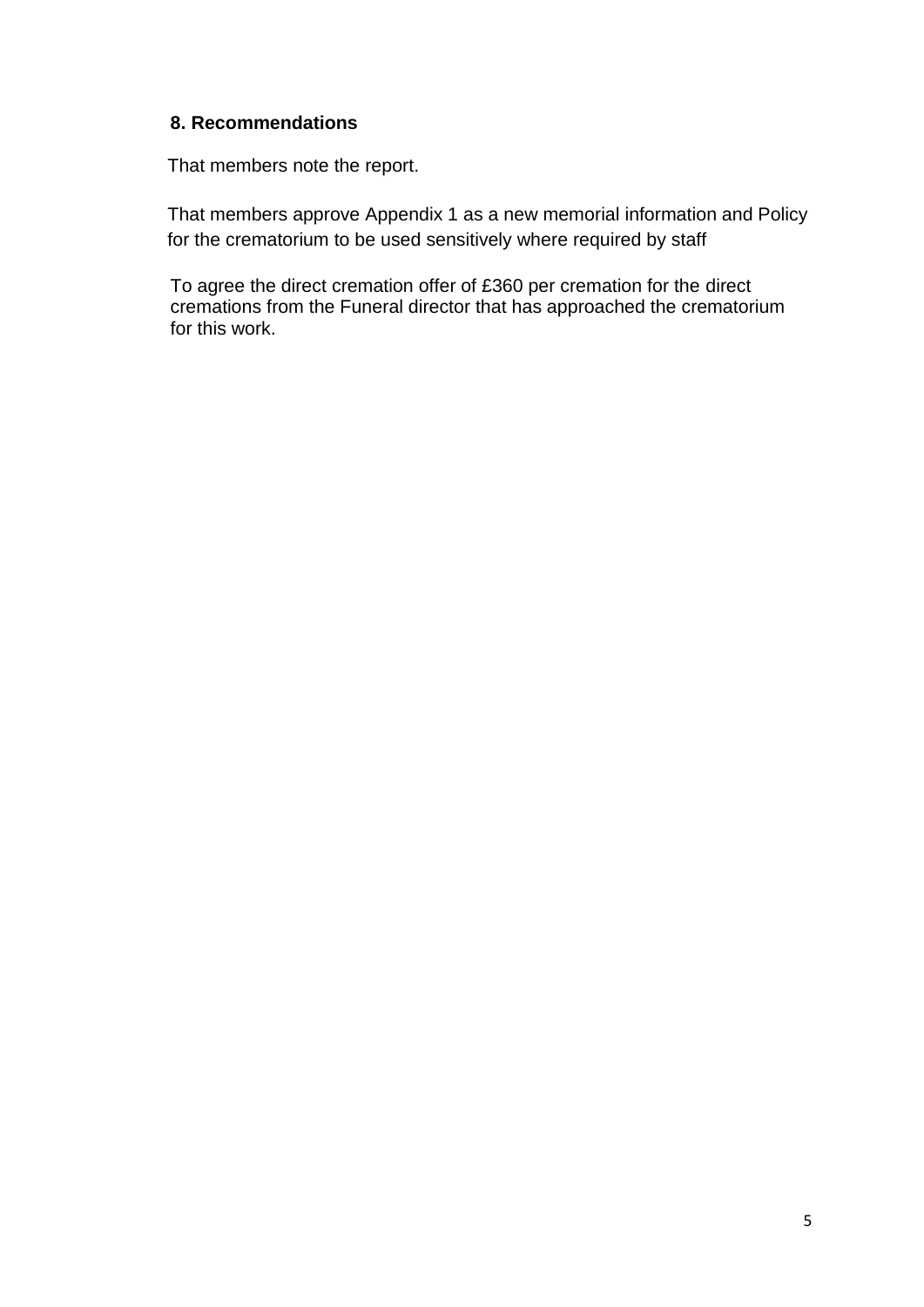## 8. Recommendations

That members note the report.

That members approve Appendix 1 as a new memorial information and Policy for the crematorium to be used sensitively where required by staff

To agree the direct cremation offer of £360 per cremation for the direct cremations from the Funeral director that has approached the crematorium for this work.